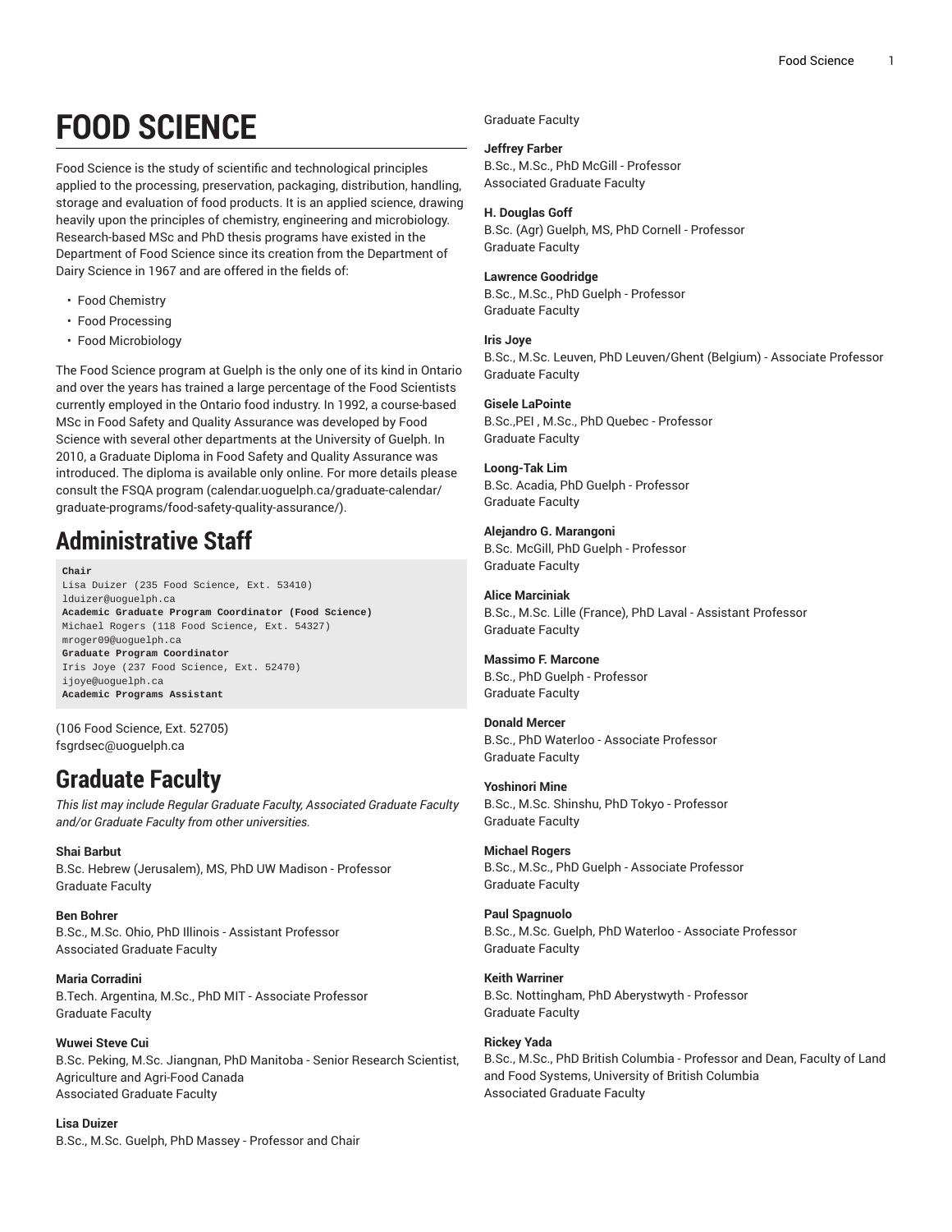# FOOD SCIENCE

Food Science is the study of scientific and technological principles applied to the processing, preservation, packaging, distribution, handling, storage and evaluation of food products. It is an applied science, drawing heavily upon the principles of chemistry, engineering and microbiology. Research-based MSc and PhD thesis programs have existed in the Department of Food Science since its creation from the Department of Dairy Science in 1967 and are offered in the fields of:

- Food Chemistry
- Food Processing
- Food Microbiology

The Food Science program at Guelph is the only one of its kind in Ontario and over the years has trained a large percentage of the Food Scientists currently employed in the Ontario food industry. In 1992, a course-based MSc in Food Safety and Quality Assurance was developed by Food Science with several other departments at the University of Guelph. In 2010, a Graduate Diploma in Food Safety and Quality Assurance was introduced. The diploma is available only online. For more details please consult the FSQA program (calendar.uoguelph.ca/graduate-calendar/graduate-programs/food-safety-quality-assurance/).

## Administrative Staff

```
Chair
Lisa Duizer (235 Food Science, Ext. 53410)
lduizer@uoguelph.ca
Academic Graduate Program Coordinator (Food Science)
Michael Rogers (118 Food Science, Ext. 54327)
mroger09@uoguelph.ca
Graduate Program Coordinator
Iris Joye (237 Food Science, Ext. 52470)
ijoye@uoguelph.ca
Academic Programs Assistant
```

(106 Food Science, Ext. 52705)
fsgrdsec@uoguelph.ca

## Graduate Faculty

*This list may include Regular Graduate Faculty, Associated Graduate Faculty and/or Graduate Faculty from other universities.*

**Shai Barbut**
B.Sc. Hebrew (Jerusalem), MS, PhD UW Madison - Professor
Graduate Faculty

**Ben Bohrer**
B.Sc., M.Sc. Ohio, PhD Illinois - Assistant Professor
Associated Graduate Faculty

**Maria Corradini**
B.Tech. Argentina, M.Sc., PhD MIT - Associate Professor
Graduate Faculty

**Wuwei Steve Cui**
B.Sc. Peking, M.Sc. Jiangnan, PhD Manitoba - Senior Research Scientist, Agriculture and Agri-Food Canada
Associated Graduate Faculty

**Lisa Duizer**
B.Sc., M.Sc. Guelph, PhD Massey - Professor and Chair
Graduate Faculty

**Jeffrey Farber**
B.Sc., M.Sc., PhD McGill - Professor
Associated Graduate Faculty

**H. Douglas Goff**
B.Sc. (Agr) Guelph, MS, PhD Cornell - Professor
Graduate Faculty

**Lawrence Goodridge**
B.Sc., M.Sc., PhD Guelph - Professor
Graduate Faculty

**Iris Joye**
B.Sc., M.Sc. Leuven, PhD Leuven/Ghent (Belgium) - Associate Professor
Graduate Faculty

**Gisele LaPointe**
B.Sc.,PEI , M.Sc., PhD Quebec - Professor
Graduate Faculty

**Loong-Tak Lim**
B.Sc. Acadia, PhD Guelph - Professor
Graduate Faculty

**Alejandro G. Marangoni**
B.Sc. McGill, PhD Guelph - Professor
Graduate Faculty

**Alice Marciniak**
B.Sc., M.Sc. Lille (France), PhD Laval - Assistant Professor
Graduate Faculty

**Massimo F. Marcone**
B.Sc., PhD Guelph - Professor
Graduate Faculty

**Donald Mercer**
B.Sc., PhD Waterloo - Associate Professor
Graduate Faculty

**Yoshinori Mine**
B.Sc., M.Sc. Shinshu, PhD Tokyo - Professor
Graduate Faculty

**Michael Rogers**
B.Sc., M.Sc., PhD Guelph - Associate Professor
Graduate Faculty

**Paul Spagnuolo**
B.Sc., M.Sc. Guelph, PhD Waterloo - Associate Professor
Graduate Faculty

**Keith Warriner**
B.Sc. Nottingham, PhD Aberystwyth - Professor
Graduate Faculty

**Rickey Yada**
B.Sc., M.Sc., PhD British Columbia - Professor and Dean, Faculty of Land and Food Systems, University of British Columbia
Associated Graduate Faculty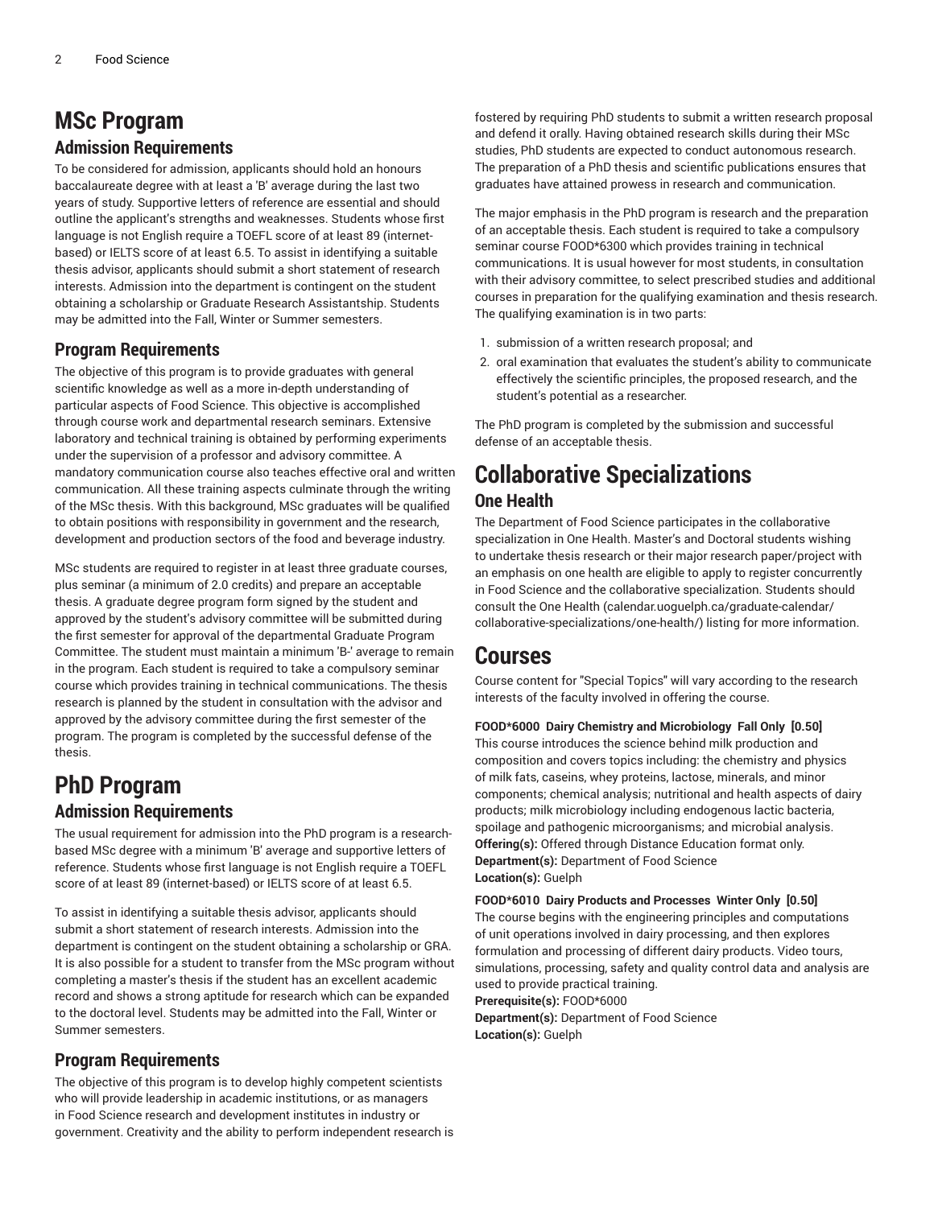# MSc Program

## Admission Requirements

To be considered for admission, applicants should hold an honours baccalaureate degree with at least a 'B' average during the last two years of study. Supportive letters of reference are essential and should outline the applicant's strengths and weaknesses. Students whose first language is not English require a TOEFL score of at least 89 (internet-based) or IELTS score of at least 6.5. To assist in identifying a suitable thesis advisor, applicants should submit a short statement of research interests. Admission into the department is contingent on the student obtaining a scholarship or Graduate Research Assistantship. Students may be admitted into the Fall, Winter or Summer semesters.

## Program Requirements

The objective of this program is to provide graduates with general scientific knowledge as well as a more in-depth understanding of particular aspects of Food Science. This objective is accomplished through course work and departmental research seminars. Extensive laboratory and technical training is obtained by performing experiments under the supervision of a professor and advisory committee. A mandatory communication course also teaches effective oral and written communication. All these training aspects culminate through the writing of the MSc thesis. With this background, MSc graduates will be qualified to obtain positions with responsibility in government and the research, development and production sectors of the food and beverage industry.

MSc students are required to register in at least three graduate courses, plus seminar (a minimum of 2.0 credits) and prepare an acceptable thesis. A graduate degree program form signed by the student and approved by the student's advisory committee will be submitted during the first semester for approval of the departmental Graduate Program Committee. The student must maintain a minimum 'B-' average to remain in the program. Each student is required to take a compulsory seminar course which provides training in technical communications. The thesis research is planned by the student in consultation with the advisor and approved by the advisory committee during the first semester of the program. The program is completed by the successful defense of the thesis.

# PhD Program

## Admission Requirements

The usual requirement for admission into the PhD program is a research-based MSc degree with a minimum 'B' average and supportive letters of reference. Students whose first language is not English require a TOEFL score of at least 89 (internet-based) or IELTS score of at least 6.5.

To assist in identifying a suitable thesis advisor, applicants should submit a short statement of research interests. Admission into the department is contingent on the student obtaining a scholarship or GRA. It is also possible for a student to transfer from the MSc program without completing a master's thesis if the student has an excellent academic record and shows a strong aptitude for research which can be expanded to the doctoral level. Students may be admitted into the Fall, Winter or Summer semesters.

## Program Requirements

The objective of this program is to develop highly competent scientists who will provide leadership in academic institutions, or as managers in Food Science research and development institutes in industry or government. Creativity and the ability to perform independent research is fostered by requiring PhD students to submit a written research proposal and defend it orally. Having obtained research skills during their MSc studies, PhD students are expected to conduct autonomous research. The preparation of a PhD thesis and scientific publications ensures that graduates have attained prowess in research and communication.

The major emphasis in the PhD program is research and the preparation of an acceptable thesis. Each student is required to take a compulsory seminar course FOOD*6300 which provides training in technical communications. It is usual however for most students, in consultation with their advisory committee, to select prescribed studies and additional courses in preparation for the qualifying examination and thesis research. The qualifying examination is in two parts:

1. submission of a written research proposal; and
2. oral examination that evaluates the student's ability to communicate effectively the scientific principles, the proposed research, and the student's potential as a researcher.

The PhD program is completed by the submission and successful defense of an acceptable thesis.

# Collaborative Specializations

## One Health

The Department of Food Science participates in the collaborative specialization in One Health. Master's and Doctoral students wishing to undertake thesis research or their major research paper/project with an emphasis on one health are eligible to apply to register concurrently in Food Science and the collaborative specialization. Students should consult the One Health (calendar.uoguelph.ca/graduate-calendar/collaborative-specializations/one-health/) listing for more information.

# Courses

Course content for "Special Topics" will vary according to the research interests of the faculty involved in offering the course.

**FOOD*6000 Dairy Chemistry and Microbiology Fall Only [0.50]**
This course introduces the science behind milk production and composition and covers topics including: the chemistry and physics of milk fats, caseins, whey proteins, lactose, minerals, and minor components; chemical analysis; nutritional and health aspects of dairy products; milk microbiology including endogenous lactic bacteria, spoilage and pathogenic microorganisms; and microbial analysis.
**Offering(s):** Offered through Distance Education format only.
**Department(s):** Department of Food Science
**Location(s):** Guelph

**FOOD*6010 Dairy Products and Processes Winter Only [0.50]**
The course begins with the engineering principles and computations of unit operations involved in dairy processing, and then explores formulation and processing of different dairy products. Video tours, simulations, processing, safety and quality control data and analysis are used to provide practical training.
**Prerequisite(s):** FOOD*6000
**Department(s):** Department of Food Science
**Location(s):** Guelph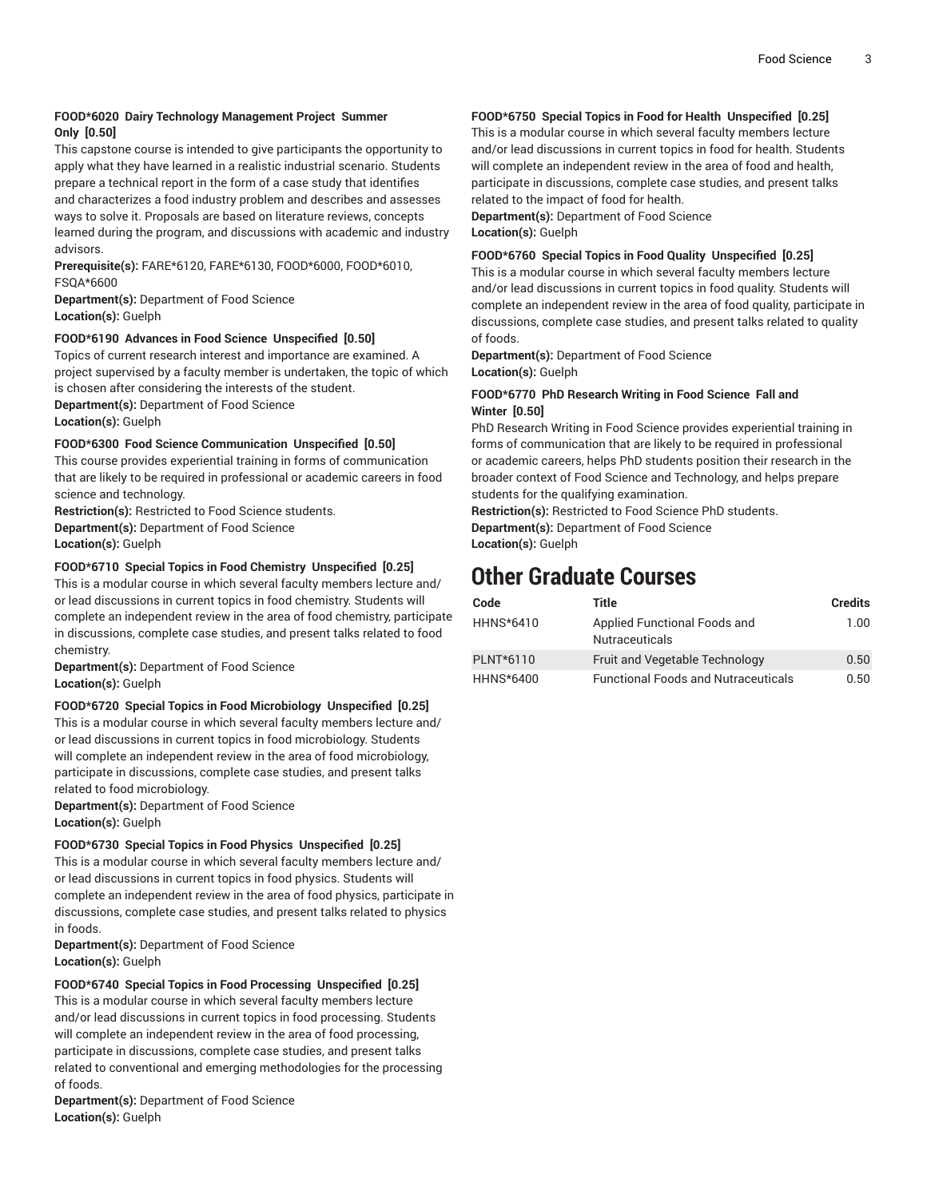**FOOD*6020 Dairy Technology Management Project Summer Only [0.50]**

This capstone course is intended to give participants the opportunity to apply what they have learned in a realistic industrial scenario. Students prepare a technical report in the form of a case study that identifies and characterizes a food industry problem and describes and assesses ways to solve it. Proposals are based on literature reviews, concepts learned during the program, and discussions with academic and industry advisors.

**Prerequisite(s):** FARE*6120, FARE*6130, FOOD*6000, FOOD*6010, FSQA*6600

**Department(s):** Department of Food Science

**Location(s):** Guelph

**FOOD*6190 Advances in Food Science Unspecified [0.50]**

Topics of current research interest and importance are examined. A project supervised by a faculty member is undertaken, the topic of which is chosen after considering the interests of the student.

**Department(s):** Department of Food Science

**Location(s):** Guelph

**FOOD*6300 Food Science Communication Unspecified [0.50]**

This course provides experiential training in forms of communication that are likely to be required in professional or academic careers in food science and technology.

**Restriction(s):** Restricted to Food Science students.

**Department(s):** Department of Food Science

**Location(s):** Guelph

**FOOD*6710 Special Topics in Food Chemistry Unspecified [0.25]**

This is a modular course in which several faculty members lecture and/or lead discussions in current topics in food chemistry. Students will complete an independent review in the area of food chemistry, participate in discussions, complete case studies, and present talks related to food chemistry.

**Department(s):** Department of Food Science

**Location(s):** Guelph

**FOOD*6720 Special Topics in Food Microbiology Unspecified [0.25]**

This is a modular course in which several faculty members lecture and/or lead discussions in current topics in food microbiology. Students will complete an independent review in the area of food microbiology, participate in discussions, complete case studies, and present talks related to food microbiology.

**Department(s):** Department of Food Science

**Location(s):** Guelph

**FOOD*6730 Special Topics in Food Physics Unspecified [0.25]**

This is a modular course in which several faculty members lecture and/or lead discussions in current topics in food physics. Students will complete an independent review in the area of food physics, participate in discussions, complete case studies, and present talks related to physics in foods.

**Department(s):** Department of Food Science

**Location(s):** Guelph

**FOOD*6740 Special Topics in Food Processing Unspecified [0.25]**

This is a modular course in which several faculty members lecture and/or lead discussions in current topics in food processing. Students will complete an independent review in the area of food processing, participate in discussions, complete case studies, and present talks related to conventional and emerging methodologies for the processing of foods.

**Department(s):** Department of Food Science

**Location(s):** Guelph

**FOOD*6750 Special Topics in Food for Health Unspecified [0.25]**

This is a modular course in which several faculty members lecture and/or lead discussions in current topics in food for health. Students will complete an independent review in the area of food and health, participate in discussions, complete case studies, and present talks related to the impact of food for health.

**Department(s):** Department of Food Science

**Location(s):** Guelph

**FOOD*6760 Special Topics in Food Quality Unspecified [0.25]**

This is a modular course in which several faculty members lecture and/or lead discussions in current topics in food quality. Students will complete an independent review in the area of food quality, participate in discussions, complete case studies, and present talks related to quality of foods.

**Department(s):** Department of Food Science

**Location(s):** Guelph

**FOOD*6770 PhD Research Writing in Food Science Fall and Winter [0.50]**

PhD Research Writing in Food Science provides experiential training in forms of communication that are likely to be required in professional or academic careers, helps PhD students position their research in the broader context of Food Science and Technology, and helps prepare students for the qualifying examination.

**Restriction(s):** Restricted to Food Science PhD students.

**Department(s):** Department of Food Science

**Location(s):** Guelph

## Other Graduate Courses

| Code | Title | Credits |
|---|---|---|
| HHNS*6410 | Applied Functional Foods and Nutraceuticals | 1.00 |
| PLNT*6110 | Fruit and Vegetable Technology | 0.50 |
| HHNS*6400 | Functional Foods and Nutraceuticals | 0.50 |